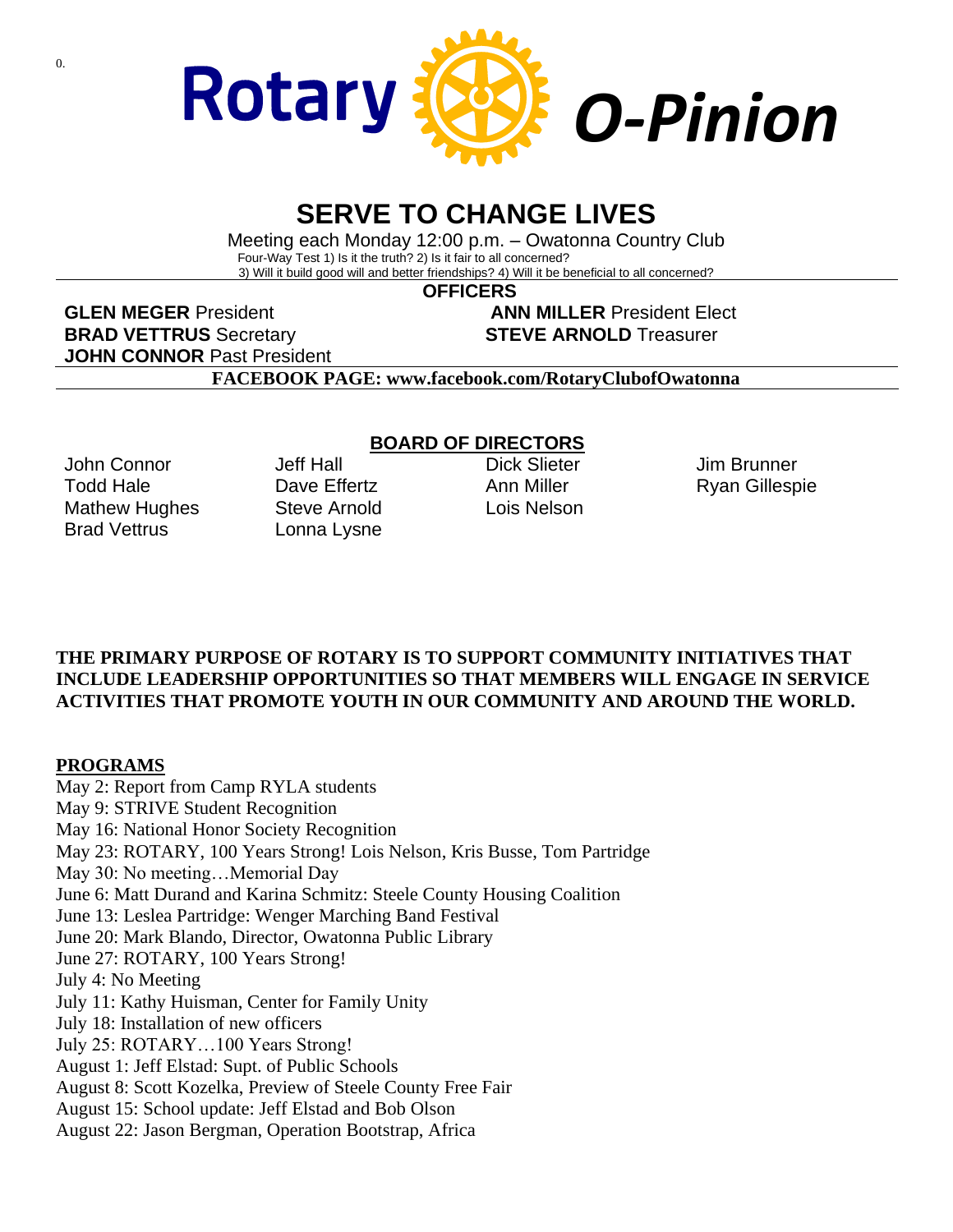# Rotary O-Pinion

## SERVE TO CHANGE LIVES

Meeting each Monday 12:00 p.m. – Owatonna Country Club

Four-Way Test 1) Is it the truth? 2) Is it fair to all concerned?
3) Will it build good will and better friendships? 4) Will it be beneficial to all concerned?

### OFFICERS

**GLEN MEGER** President
**ANN MILLER** President Elect
**BRAD VETTRUS** Secretary
**STEVE ARNOLD** Treasurer
**JOHN CONNOR** Past President

**FACEBOOK PAGE: www.facebook.com/RotaryClubofOwatonna**

### BOARD OF DIRECTORS

John Connor
Todd Hale
Mathew Hughes
Brad Vettrus
Jeff Hall
Dave Effertz
Steve Arnold
Lonna Lysne
Dick Slieter
Ann Miller
Lois Nelson
Jim Brunner
Ryan Gillespie

**THE PRIMARY PURPOSE OF ROTARY IS TO SUPPORT COMMUNITY INITIATIVES THAT INCLUDE LEADERSHIP OPPORTUNITIES SO THAT MEMBERS WILL ENGAGE IN SERVICE ACTIVITIES THAT PROMOTE YOUTH IN OUR COMMUNITY AND AROUND THE WORLD.**

**PROGRAMS**

May 2: Report from Camp RYLA students
May 9: STRIVE Student Recognition
May 16: National Honor Society Recognition
May 23: ROTARY, 100 Years Strong! Lois Nelson, Kris Busse, Tom Partridge
May 30: No meeting…Memorial Day
June 6: Matt Durand and Karina Schmitz: Steele County Housing Coalition
June 13: Leslea Partridge: Wenger Marching Band Festival
June 20: Mark Blando, Director, Owatonna Public Library
June 27: ROTARY, 100 Years Strong!
July 4: No Meeting
July 11: Kathy Huisman, Center for Family Unity
July 18: Installation of new officers
July 25: ROTARY…100 Years Strong!
August 1: Jeff Elstad: Supt. of Public Schools
August 8: Scott Kozelka, Preview of Steele County Free Fair
August 15: School update: Jeff Elstad and Bob Olson
August 22: Jason Bergman, Operation Bootstrap, Africa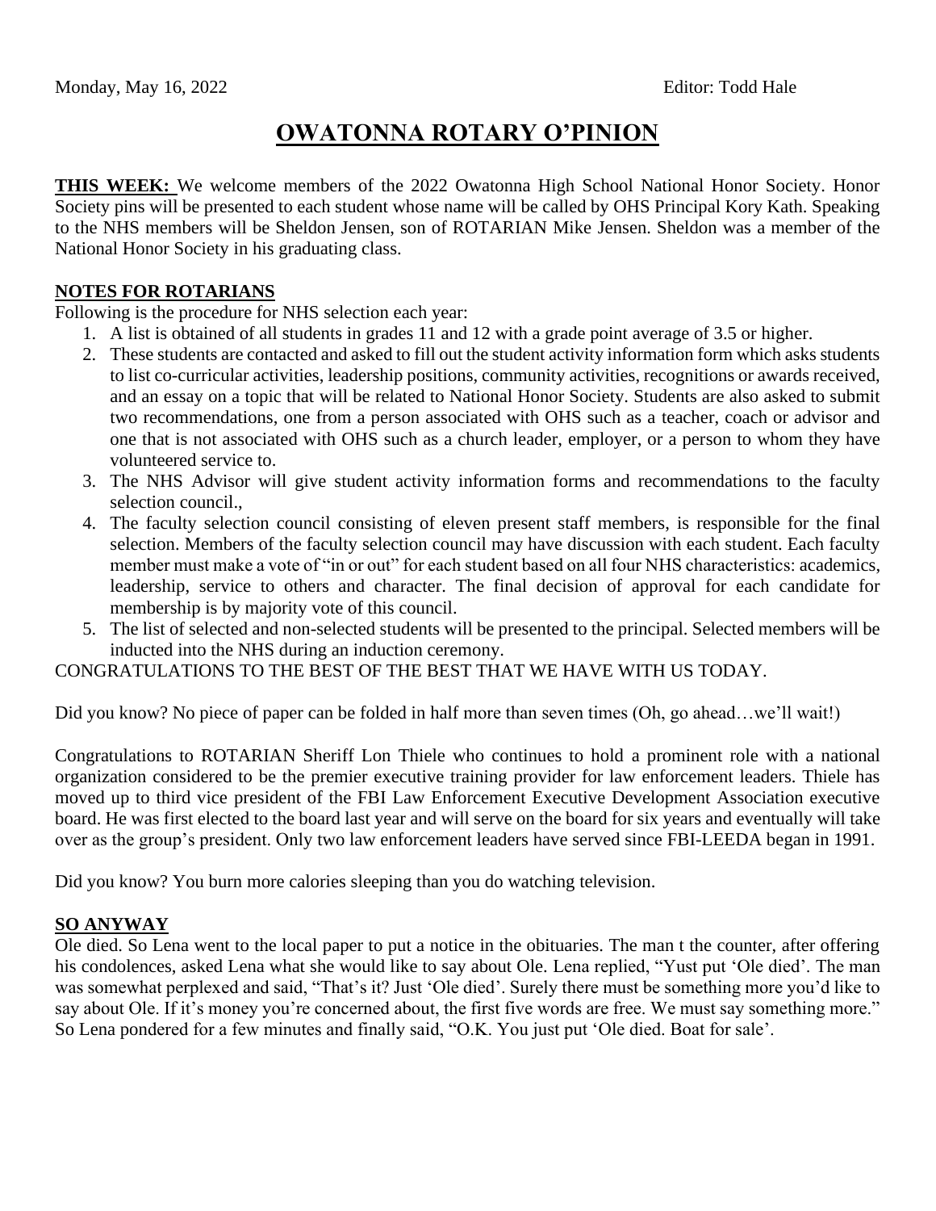Monday, May 16, 2022 Editor: Todd Hale

# OWATONNA ROTARY O'PINION

**THIS WEEK:** We welcome members of the 2022 Owatonna High School National Honor Society. Honor Society pins will be presented to each student whose name will be called by OHS Principal Kory Kath. Speaking to the NHS members will be Sheldon Jensen, son of ROTARIAN Mike Jensen. Sheldon was a member of the National Honor Society in his graduating class.

## NOTES FOR ROTARIANS

Following is the procedure for NHS selection each year:

1. A list is obtained of all students in grades 11 and 12 with a grade point average of 3.5 or higher.
2. These students are contacted and asked to fill out the student activity information form which asks students to list co-curricular activities, leadership positions, community activities, recognitions or awards received, and an essay on a topic that will be related to National Honor Society. Students are also asked to submit two recommendations, one from a person associated with OHS such as a teacher, coach or advisor and one that is not associated with OHS such as a church leader, employer, or a person to whom they have volunteered service to.
3. The NHS Advisor will give student activity information forms and recommendations to the faculty selection council.,
4. The faculty selection council consisting of eleven present staff members, is responsible for the final selection. Members of the faculty selection council may have discussion with each student. Each faculty member must make a vote of "in or out" for each student based on all four NHS characteristics: academics, leadership, service to others and character. The final decision of approval for each candidate for membership is by majority vote of this council.
5. The list of selected and non-selected students will be presented to the principal. Selected members will be inducted into the NHS during an induction ceremony.

CONGRATULATIONS TO THE BEST OF THE BEST THAT WE HAVE WITH US TODAY.

Did you know? No piece of paper can be folded in half more than seven times (Oh, go ahead…we'll wait!)

Congratulations to ROTARIAN Sheriff Lon Thiele who continues to hold a prominent role with a national organization considered to be the premier executive training provider for law enforcement leaders. Thiele has moved up to third vice president of the FBI Law Enforcement Executive Development Association executive board. He was first elected to the board last year and will serve on the board for six years and eventually will take over as the group's president. Only two law enforcement leaders have served since FBI-LEEDA began in 1991.

Did you know? You burn more calories sleeping than you do watching television.

## SO ANYWAY

Ole died. So Lena went to the local paper to put a notice in the obituaries. The man t the counter, after offering his condolences, asked Lena what she would like to say about Ole. Lena replied, "Yust put 'Ole died'. The man was somewhat perplexed and said, "That's it? Just 'Ole died'. Surely there must be something more you'd like to say about Ole. If it's money you're concerned about, the first five words are free. We must say something more." So Lena pondered for a few minutes and finally said, "O.K. You just put 'Ole died. Boat for sale'.